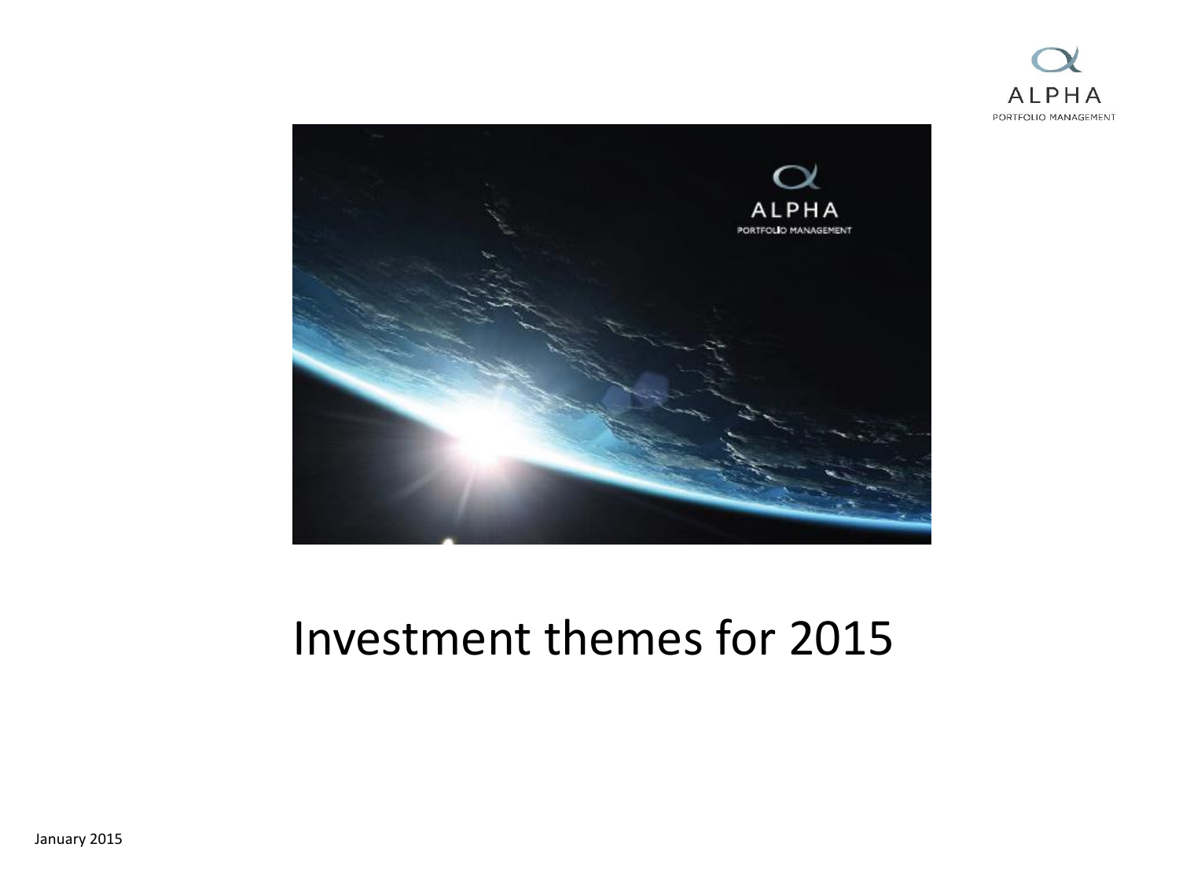ALPHA

PORTFOLIO MANAGEMENT

# Investment themes for 2015

January 2015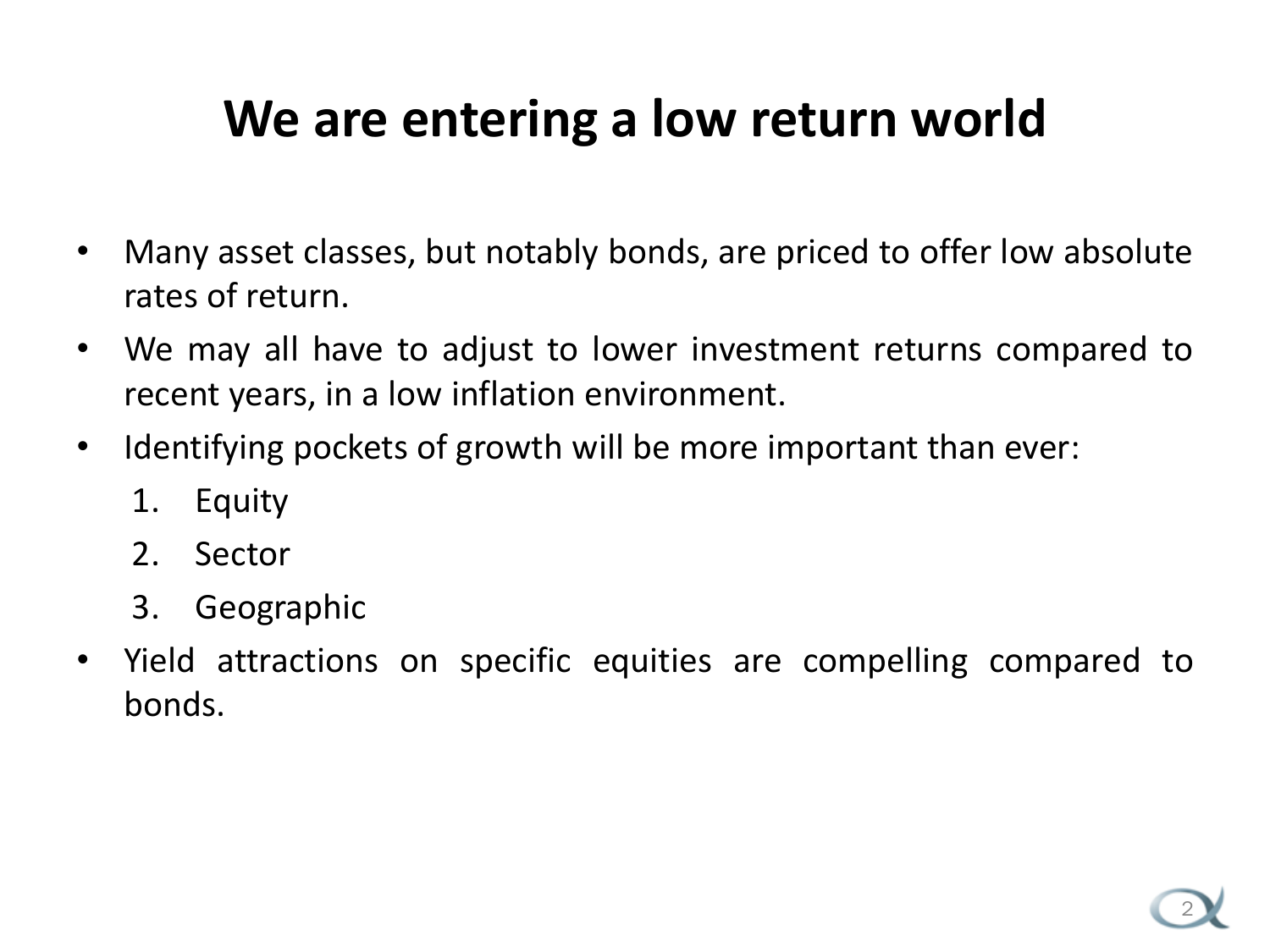# We are entering a low return world

- Many asset classes, but notably bonds, are priced to offer low absolute rates of return.
- We may all have to adjust to lower investment returns compared to recent years, in a low inflation environment.
- Identifying pockets of growth will be more important than ever:
  1. Equity
  2. Sector
  3. Geographic
- Yield attractions on specific equities are compelling compared to bonds.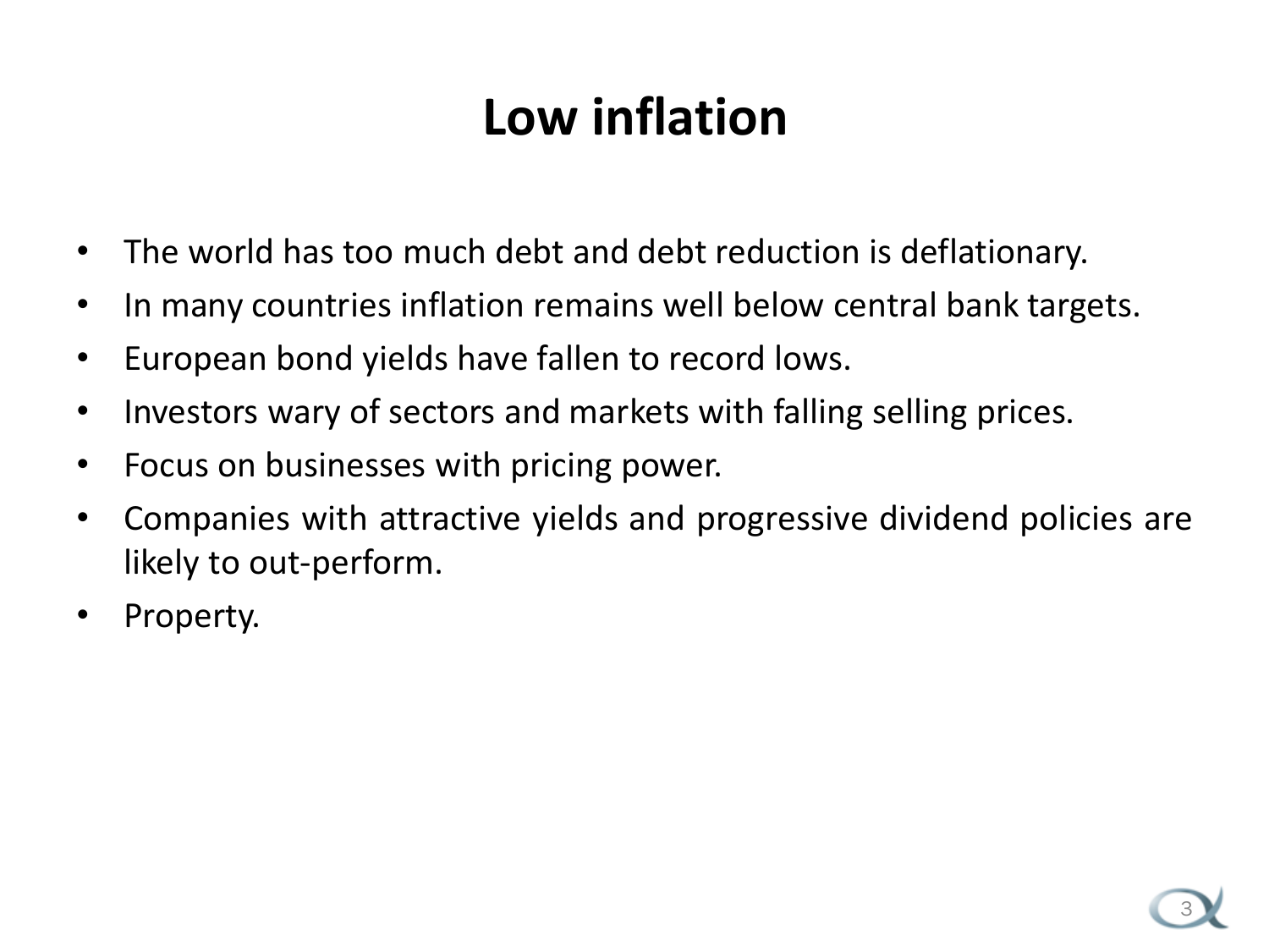# Low inflation

- The world has too much debt and debt reduction is deflationary.
- In many countries inflation remains well below central bank targets.
- European bond yields have fallen to record lows.
- Investors wary of sectors and markets with falling selling prices.
- Focus on businesses with pricing power.
- Companies with attractive yields and progressive dividend policies are likely to out-perform.
- Property.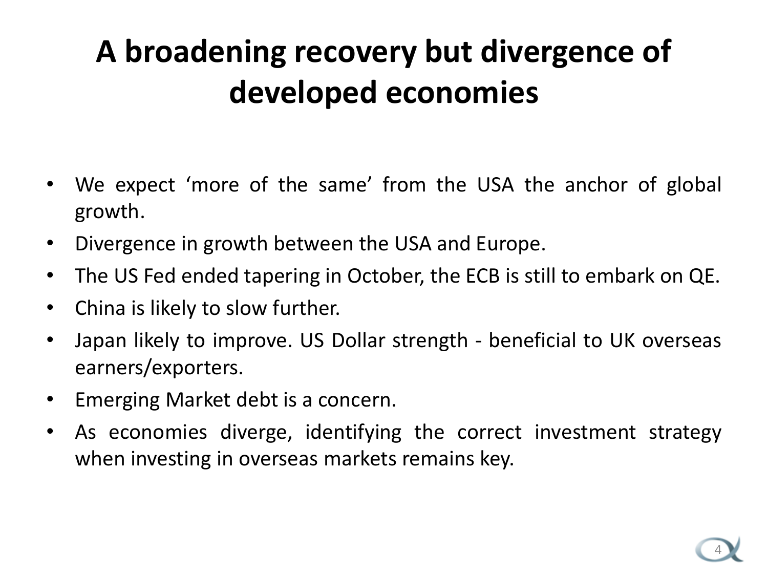# A broadening recovery but divergence of developed economies

- We expect 'more of the same' from the USA the anchor of global growth.
- Divergence in growth between the USA and Europe.
- The US Fed ended tapering in October, the ECB is still to embark on QE.
- China is likely to slow further.
- Japan likely to improve. US Dollar strength - beneficial to UK overseas earners/exporters.
- Emerging Market debt is a concern.
- As economies diverge, identifying the correct investment strategy when investing in overseas markets remains key.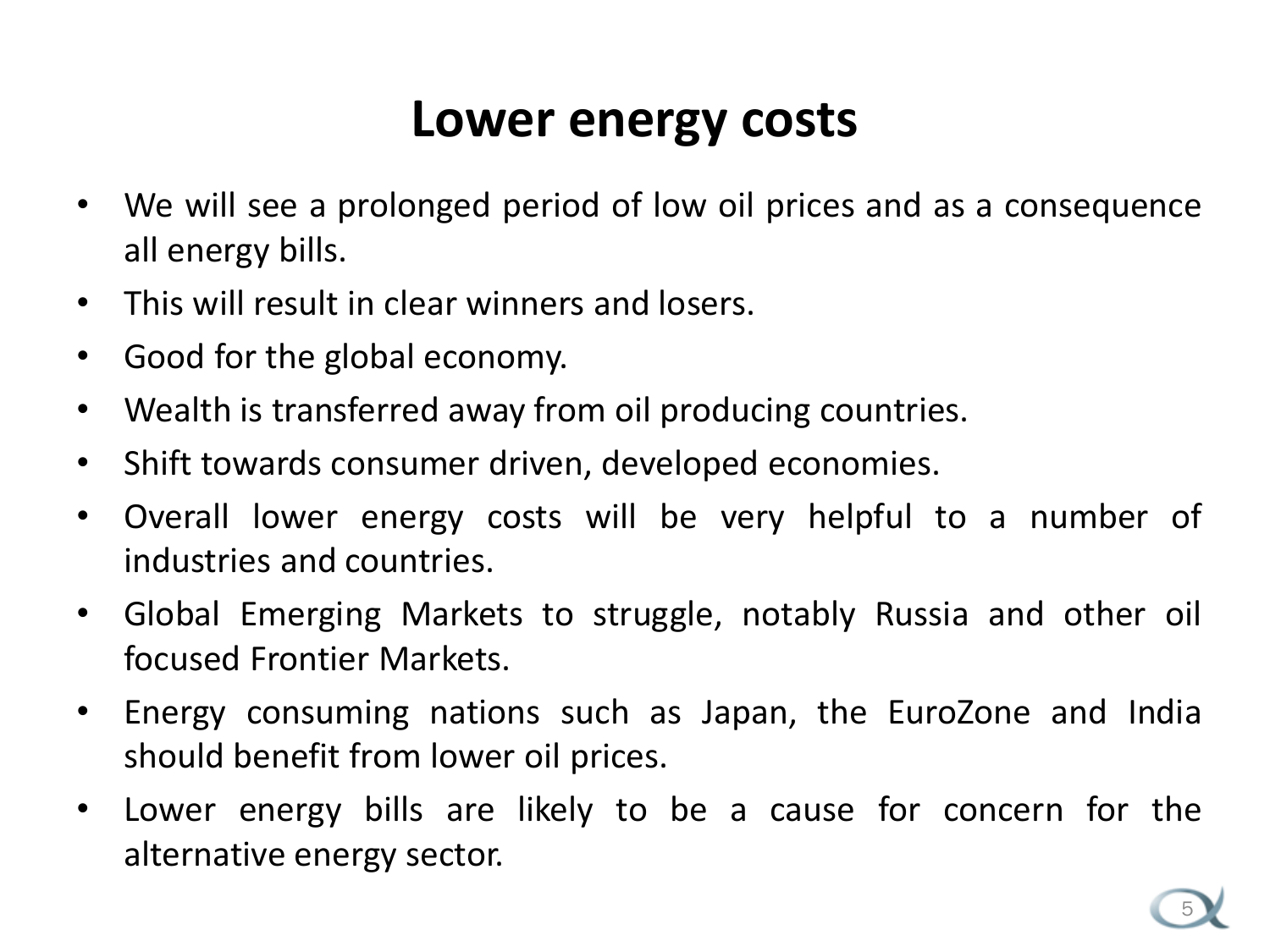# Lower energy costs

- We will see a prolonged period of low oil prices and as a consequence all energy bills.
- This will result in clear winners and losers.
- Good for the global economy.
- Wealth is transferred away from oil producing countries.
- Shift towards consumer driven, developed economies.
- Overall lower energy costs will be very helpful to a number of industries and countries.
- Global Emerging Markets to struggle, notably Russia and other oil focused Frontier Markets.
- Energy consuming nations such as Japan, the EuroZone and India should benefit from lower oil prices.
- Lower energy bills are likely to be a cause for concern for the alternative energy sector.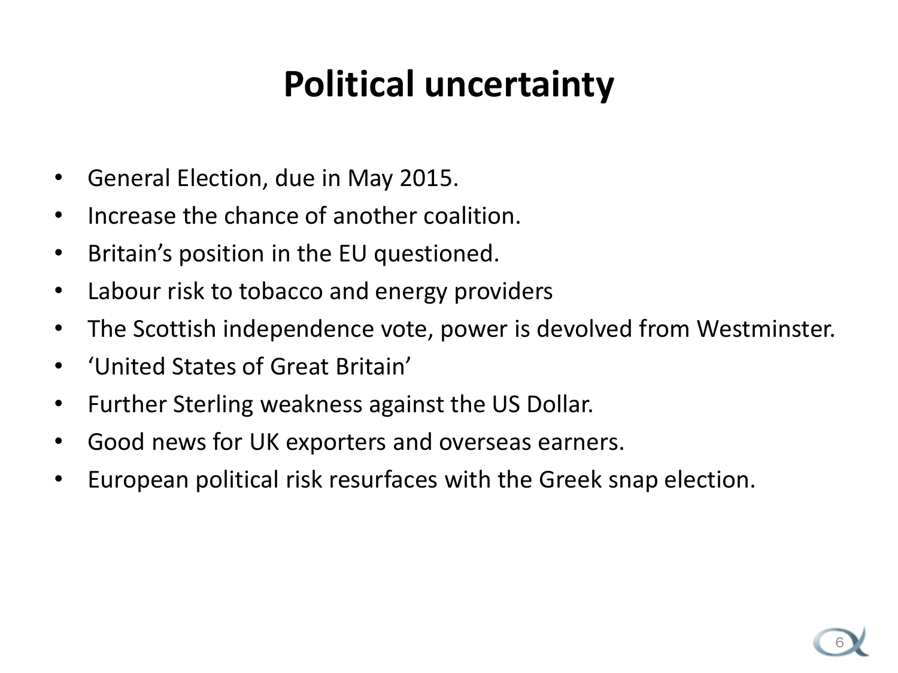# Political uncertainty

- General Election, due in May 2015.
- Increase the chance of another coalition.
- Britain's position in the EU questioned.
- Labour risk to tobacco and energy providers
- The Scottish independence vote, power is devolved from Westminster.
- 'United States of Great Britain'
- Further Sterling weakness against the US Dollar.
- Good news for UK exporters and overseas earners.
- European political risk resurfaces with the Greek snap election.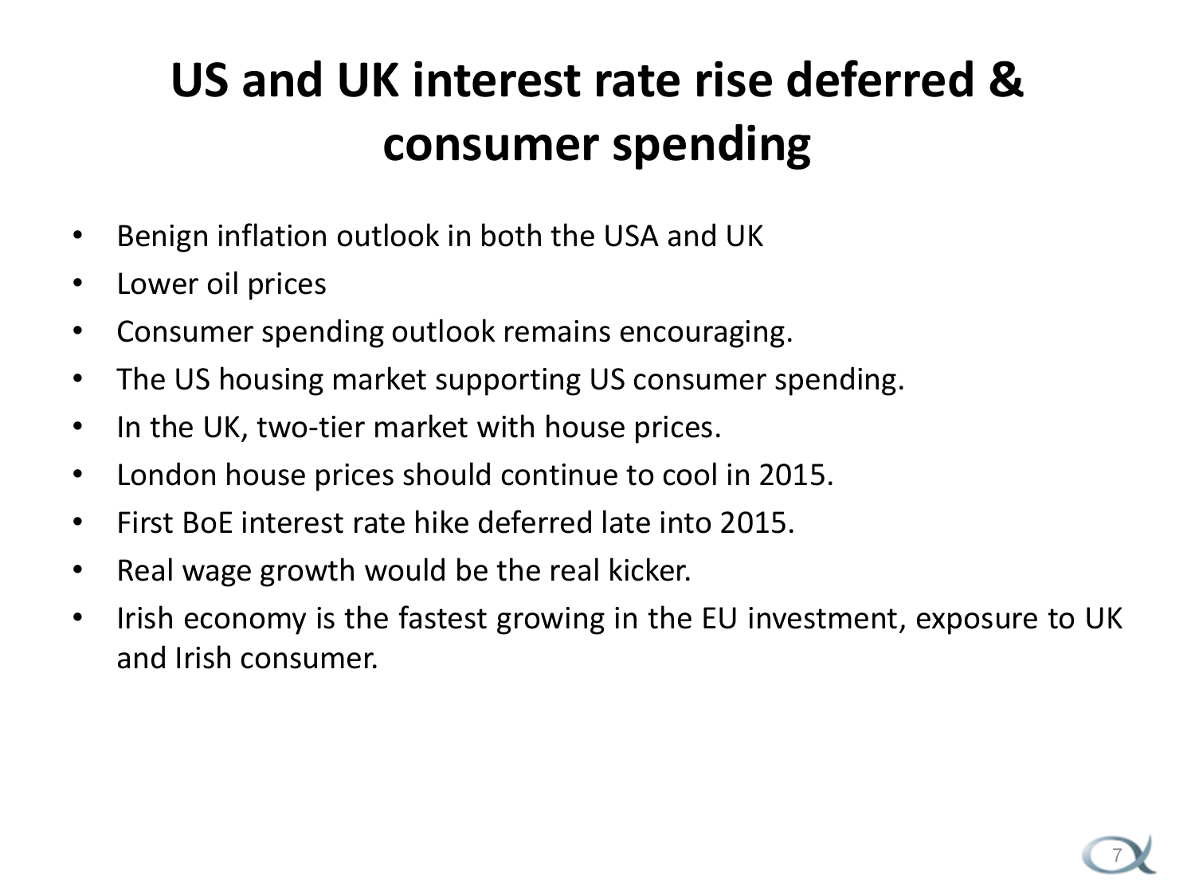# US and UK interest rate rise deferred & consumer spending

- Benign inflation outlook in both the USA and UK
- Lower oil prices
- Consumer spending outlook remains encouraging.
- The US housing market supporting US consumer spending.
- In the UK, two-tier market with house prices.
- London house prices should continue to cool in 2015.
- First BoE interest rate hike deferred late into 2015.
- Real wage growth would be the real kicker.
- Irish economy is the fastest growing in the EU investment, exposure to UK and Irish consumer.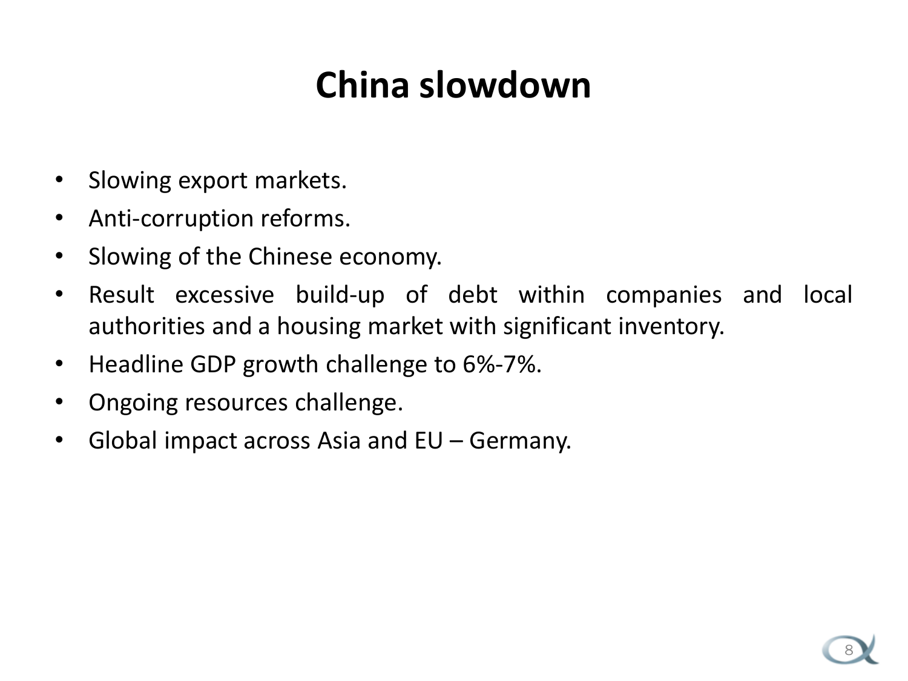# China slowdown

- Slowing export markets.
- Anti-corruption reforms.
- Slowing of the Chinese economy.
- Result excessive build-up of debt within companies and local authorities and a housing market with significant inventory.
- Headline GDP growth challenge to 6%-7%.
- Ongoing resources challenge.
- Global impact across Asia and EU – Germany.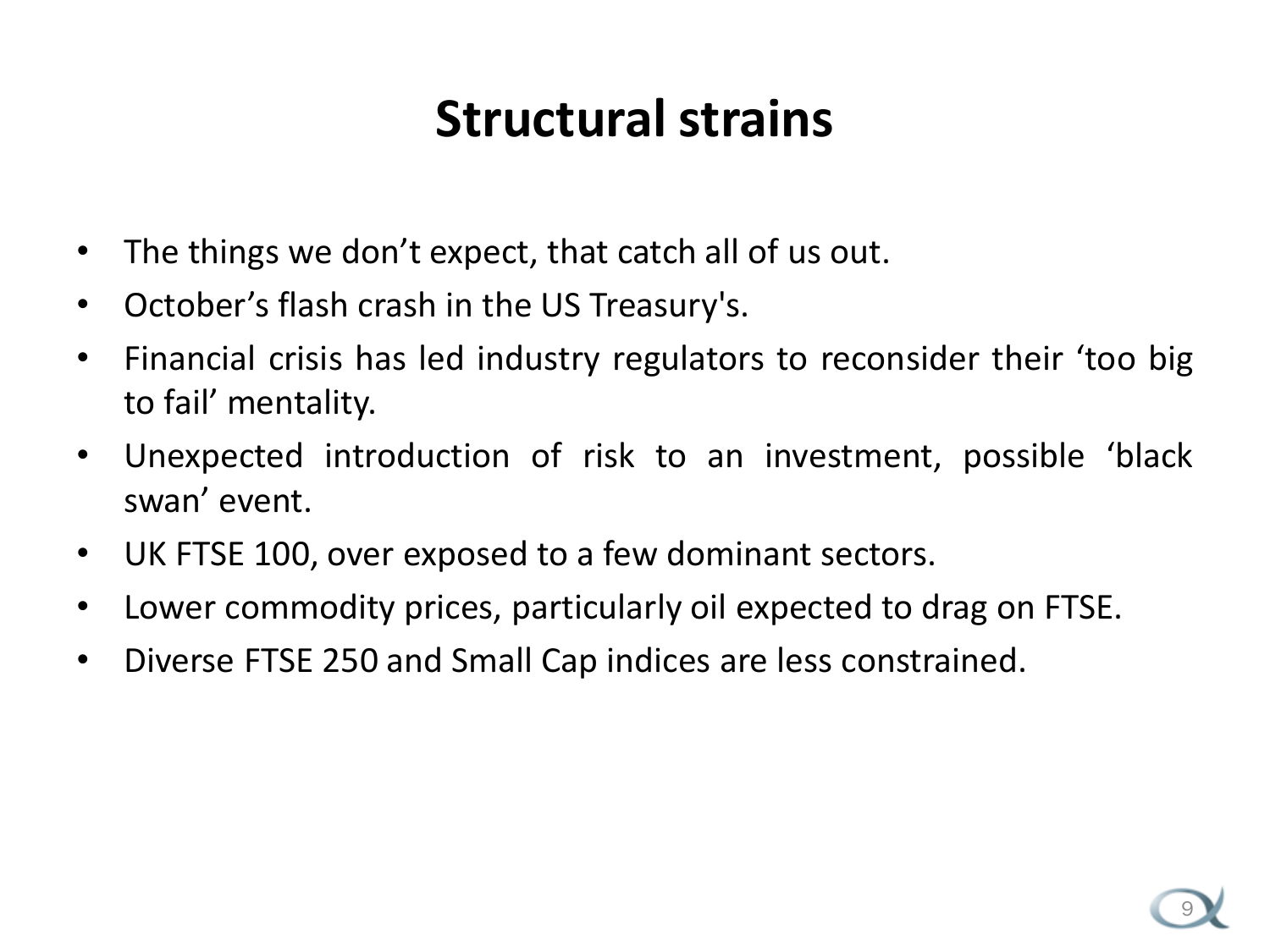# Structural strains

- The things we don’t expect, that catch all of us out.
- October’s flash crash in the US Treasury's.
- Financial crisis has led industry regulators to reconsider their ‘too big to fail’ mentality.
- Unexpected introduction of risk to an investment, possible ‘black swan’ event.
- UK FTSE 100, over exposed to a few dominant sectors.
- Lower commodity prices, particularly oil expected to drag on FTSE.
- Diverse FTSE 250 and Small Cap indices are less constrained.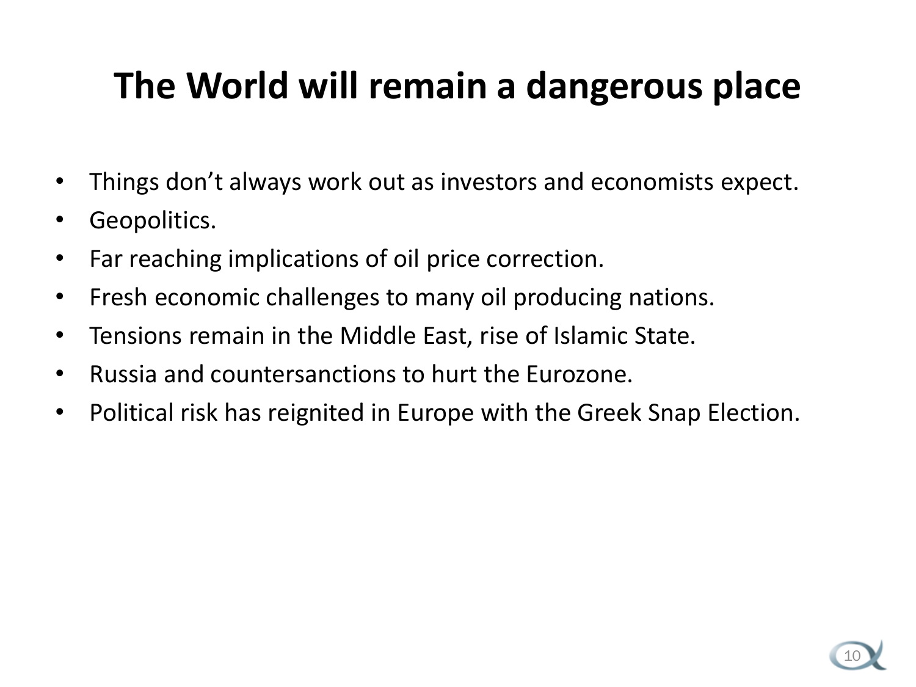# The World will remain a dangerous place

- Things don't always work out as investors and economists expect.
- Geopolitics.
- Far reaching implications of oil price correction.
- Fresh economic challenges to many oil producing nations.
- Tensions remain in the Middle East, rise of Islamic State.
- Russia and countersanctions to hurt the Eurozone.
- Political risk has reignited in Europe with the Greek Snap Election.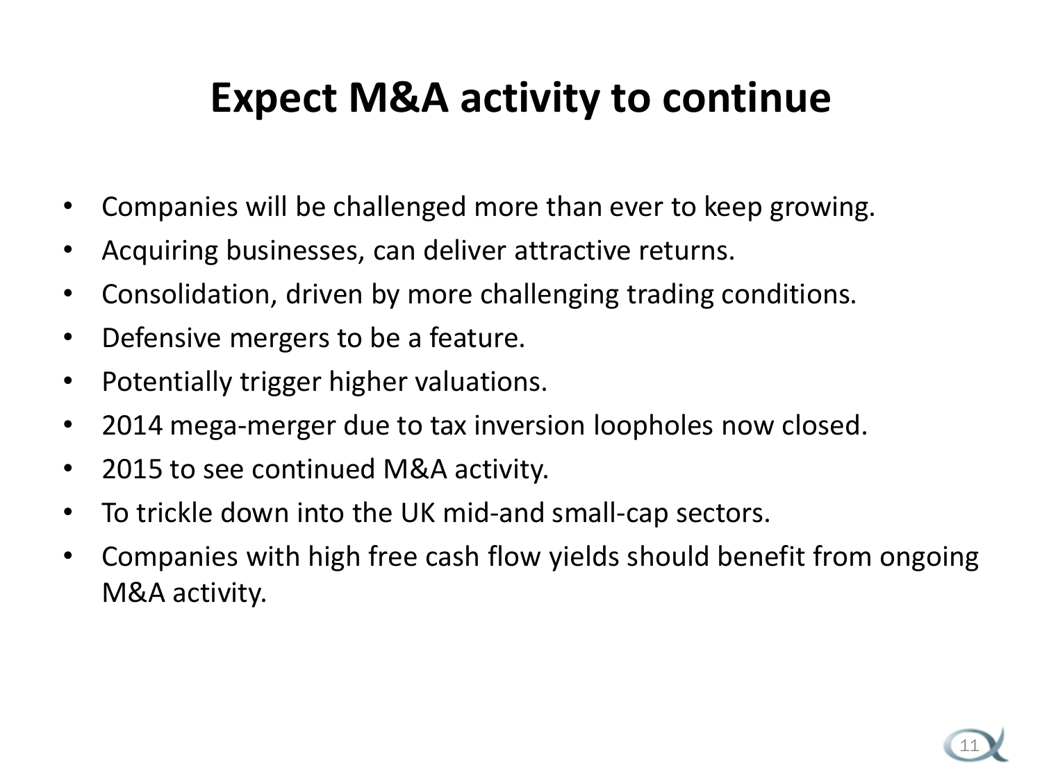# Expect M&A activity to continue

- Companies will be challenged more than ever to keep growing.
- Acquiring businesses, can deliver attractive returns.
- Consolidation, driven by more challenging trading conditions.
- Defensive mergers to be a feature.
- Potentially trigger higher valuations.
- 2014 mega-merger due to tax inversion loopholes now closed.
- 2015 to see continued M&A activity.
- To trickle down into the UK mid-and small-cap sectors.
- Companies with high free cash flow yields should benefit from ongoing M&A activity.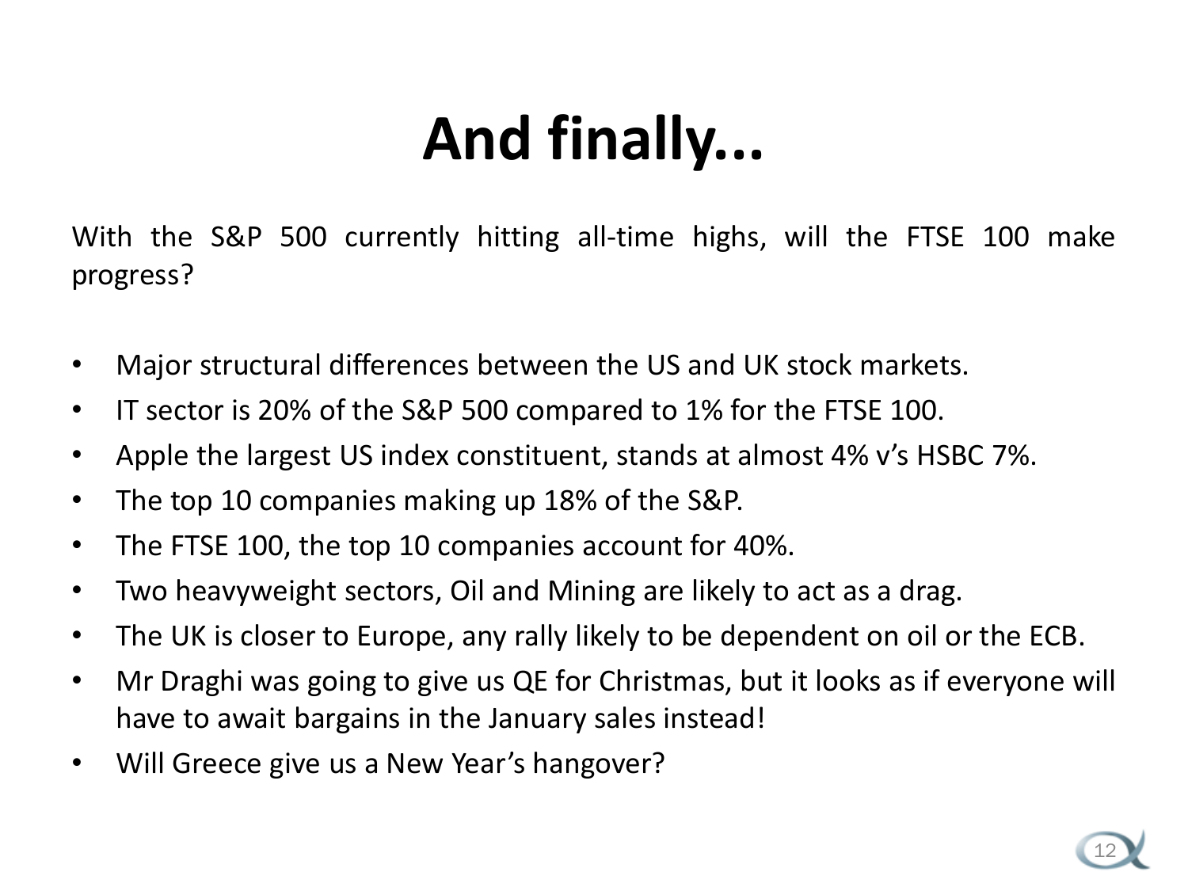# And finally...

With the S&P 500 currently hitting all-time highs, will the FTSE 100 make progress?

- Major structural differences between the US and UK stock markets.
- IT sector is 20% of the S&P 500 compared to 1% for the FTSE 100.
- Apple the largest US index constituent, stands at almost 4% v's HSBC 7%.
- The top 10 companies making up 18% of the S&P.
- The FTSE 100, the top 10 companies account for 40%.
- Two heavyweight sectors, Oil and Mining are likely to act as a drag.
- The UK is closer to Europe, any rally likely to be dependent on oil or the ECB.
- Mr Draghi was going to give us QE for Christmas, but it looks as if everyone will have to await bargains in the January sales instead!
- Will Greece give us a New Year's hangover?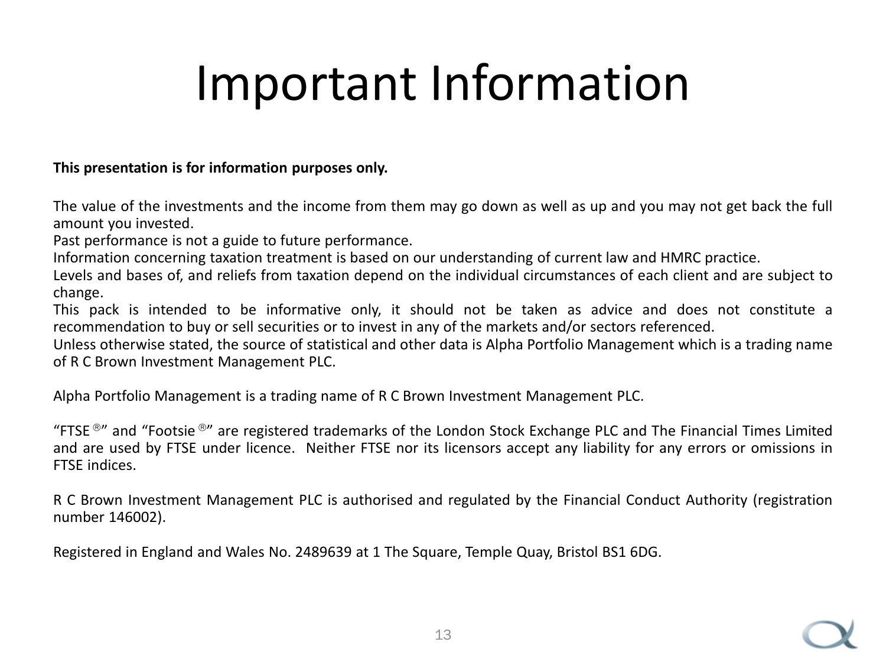# Important Information

**This presentation is for information purposes only.**

The value of the investments and the income from them may go down as well as up and you may not get back the full amount you invested.
Past performance is not a guide to future performance.
Information concerning taxation treatment is based on our understanding of current law and HMRC practice.
Levels and bases of, and reliefs from taxation depend on the individual circumstances of each client and are subject to change.
This pack is intended to be informative only, it should not be taken as advice and does not constitute a recommendation to buy or sell securities or to invest in any of the markets and/or sectors referenced.
Unless otherwise stated, the source of statistical and other data is Alpha Portfolio Management which is a trading name of R C Brown Investment Management PLC.

Alpha Portfolio Management is a trading name of R C Brown Investment Management PLC.

"FTSE ®" and "Footsie ®" are registered trademarks of the London Stock Exchange PLC and The Financial Times Limited and are used by FTSE under licence. Neither FTSE nor its licensors accept any liability for any errors or omissions in FTSE indices.

R C Brown Investment Management PLC is authorised and regulated by the Financial Conduct Authority (registration number 146002).

Registered in England and Wales No. 2489639 at 1 The Square, Temple Quay, Bristol BS1 6DG.